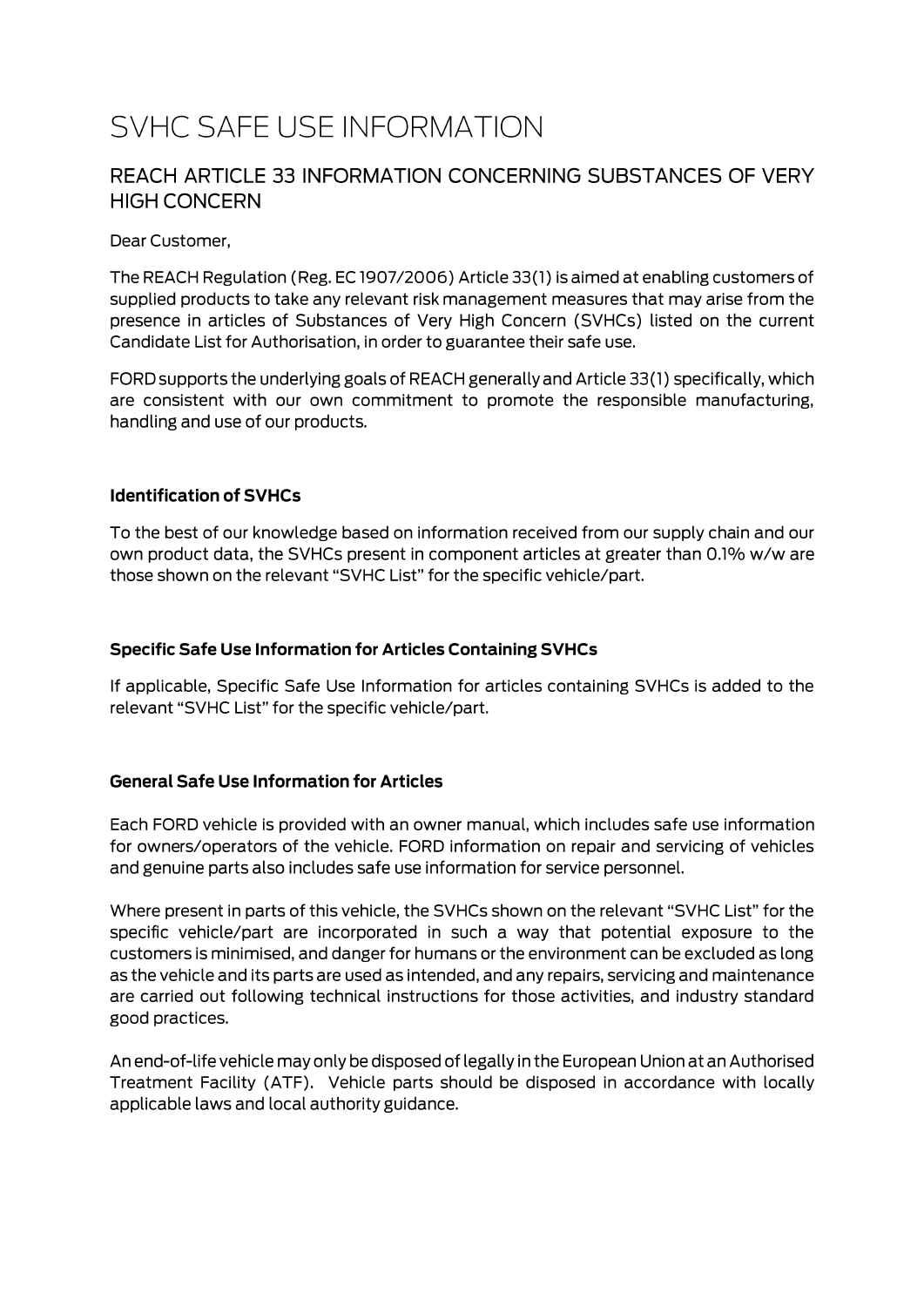# SVHC SAFE USE INFORMATION

## REACH ARTICLE 33 INFORMATION CONCERNING SUBSTANCES OF VERY HIGH CONCERN

Dear Customer,

The REACH Regulation (Reg. EC 1907/2006) Article 33(1) is aimed at enabling customers of supplied products to take any relevant risk management measures that may arise from the presence in articles of Substances of Very High Concern (SVHCs) listed on the current Candidate List for Authorisation, in order to guarantee their safe use.

FORD supports the underlying goals of REACH generally and Article 33(1) specifically, which are consistent with our own commitment to promote the responsible manufacturing, handling and use of our products.

**Identification of SVHCs**

To the best of our knowledge based on information received from our supply chain and our own product data, the SVHCs present in component articles at greater than 0.1% w/w are those shown on the relevant "SVHC List" for the specific vehicle/part.

**Specific Safe Use Information for Articles Containing SVHCs**

If applicable, Specific Safe Use Information for articles containing SVHCs is added to the relevant "SVHC List" for the specific vehicle/part.

**General Safe Use Information for Articles**

Each FORD vehicle is provided with an owner manual, which includes safe use information for owners/operators of the vehicle. FORD information on repair and servicing of vehicles and genuine parts also includes safe use information for service personnel.

Where present in parts of this vehicle, the SVHCs shown on the relevant "SVHC List" for the specific vehicle/part are incorporated in such a way that potential exposure to the customers is minimised, and danger for humans or the environment can be excluded as long as the vehicle and its parts are used as intended, and any repairs, servicing and maintenance are carried out following technical instructions for those activities, and industry standard good practices.

An end-of-life vehicle may only be disposed of legally in the European Union at an Authorised Treatment Facility (ATF). Vehicle parts should be disposed in accordance with locally applicable laws and local authority guidance.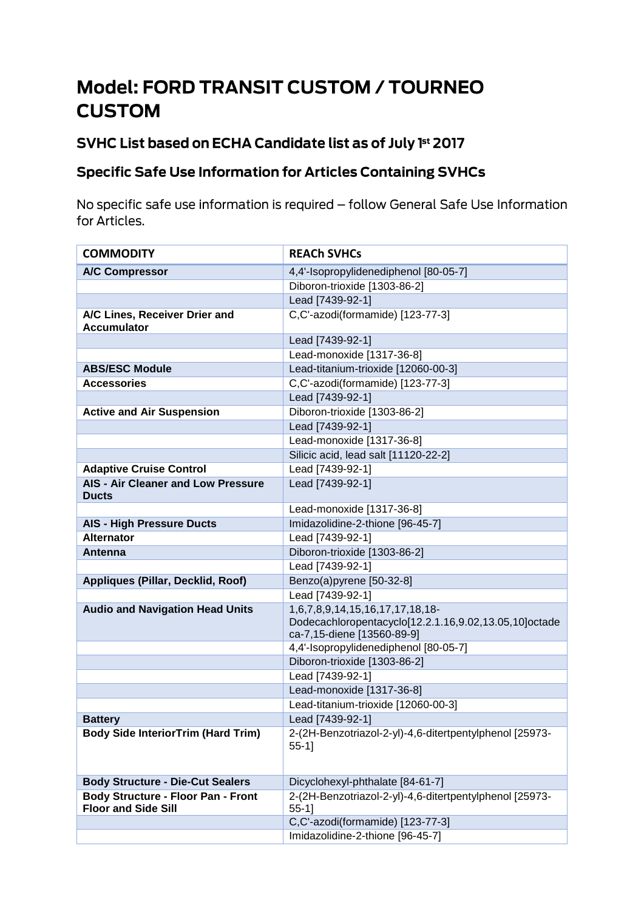# Model: FORD TRANSIT CUSTOM / TOURNEO CUSTOM

## SVHC List based on ECHA Candidate list as of July 1st 2017

## Specific Safe Use Information for Articles Containing SVHCs

No specific safe use information is required – follow General Safe Use Information for Articles.

| COMMODITY | REACh SVHCs |
|---|---|
| **A/C Compressor** | 4,4'-Isopropylidenediphenol [80-05-7] |
| | Diboron-trioxide [1303-86-2] |
| | Lead [7439-92-1] |
| **A/C Lines, Receiver Drier and Accumulator** | C,C'-azodi(formamide) [123-77-3] |
| | Lead [7439-92-1] |
| | Lead-monoxide [1317-36-8] |
| **ABS/ESC Module** | Lead-titanium-trioxide [12060-00-3] |
| **Accessories** | C,C'-azodi(formamide) [123-77-3] |
| | Lead [7439-92-1] |
| **Active and Air Suspension** | Diboron-trioxide [1303-86-2] |
| | Lead [7439-92-1] |
| | Lead-monoxide [1317-36-8] |
| | Silicic acid, lead salt [11120-22-2] |
| **Adaptive Cruise Control** | Lead [7439-92-1] |
| **AIS - Air Cleaner and Low Pressure Ducts** | Lead [7439-92-1] |
| | Lead-monoxide [1317-36-8] |
| **AIS - High Pressure Ducts** | Imidazolidine-2-thione [96-45-7] |
| **Alternator** | Lead [7439-92-1] |
| **Antenna** | Diboron-trioxide [1303-86-2] |
| | Lead [7439-92-1] |
| **Appliques (Pillar, Decklid, Roof)** | Benzo(a)pyrene [50-32-8] |
| | Lead [7439-92-1] |
| **Audio and Navigation Head Units** | 1,6,7,8,9,14,15,16,17,17,18,18-Dodecachloropentacyclo[12.2.1.16,9.02,13.05,10]octadeca-7,15-diene [13560-89-9] |
| | 4,4'-Isopropylidenediphenol [80-05-7] |
| | Diboron-trioxide [1303-86-2] |
| | Lead [7439-92-1] |
| | Lead-monoxide [1317-36-8] |
| | Lead-titanium-trioxide [12060-00-3] |
| **Battery** | Lead [7439-92-1] |
| **Body Side InteriorTrim (Hard Trim)** | 2-(2H-Benzotriazol-2-yl)-4,6-ditertpentylphenol [25973-55-1] |
| **Body Structure - Die-Cut Sealers** | Dicyclohexyl-phthalate [84-61-7] |
| **Body Structure - Floor Pan - Front Floor and Side Sill** | 2-(2H-Benzotriazol-2-yl)-4,6-ditertpentylphenol [25973-55-1] |
| | C,C'-azodi(formamide) [123-77-3] |
| | Imidazolidine-2-thione [96-45-7] |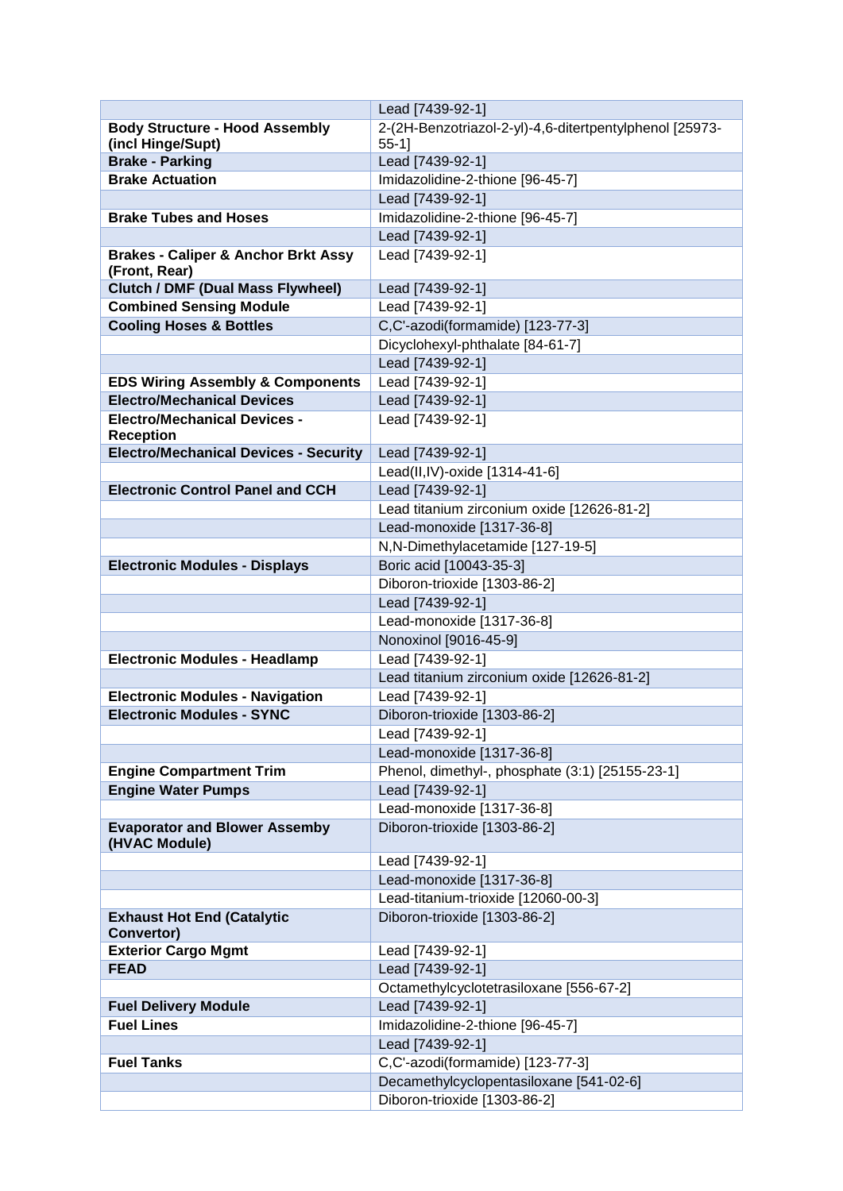| | |
|---|---|
| | Lead [7439-92-1] |
| **Body Structure - Hood Assembly (incl Hinge/Supt)** | 2-(2H-Benzotriazol-2-yl)-4,6-ditertpentylphenol [25973-55-1] |
| **Brake - Parking** | Lead [7439-92-1] |
| **Brake Actuation** | Imidazolidine-2-thione [96-45-7] |
| | Lead [7439-92-1] |
| **Brake Tubes and Hoses** | Imidazolidine-2-thione [96-45-7] |
| | Lead [7439-92-1] |
| **Brakes - Caliper & Anchor Brkt Assy (Front, Rear)** | Lead [7439-92-1] |
| **Clutch / DMF (Dual Mass Flywheel)** | Lead [7439-92-1] |
| **Combined Sensing Module** | Lead [7439-92-1] |
| **Cooling Hoses & Bottles** | C,C'-azodi(formamide) [123-77-3] |
| | Dicyclohexyl-phthalate [84-61-7] |
| | Lead [7439-92-1] |
| **EDS Wiring Assembly & Components** | Lead [7439-92-1] |
| **Electro/Mechanical Devices** | Lead [7439-92-1] |
| **Electro/Mechanical Devices - Reception** | Lead [7439-92-1] |
| **Electro/Mechanical Devices - Security** | Lead [7439-92-1] |
| | Lead(II,IV)-oxide [1314-41-6] |
| **Electronic Control Panel and CCH** | Lead [7439-92-1] |
| | Lead titanium zirconium oxide [12626-81-2] |
| | Lead-monoxide [1317-36-8] |
| | N,N-Dimethylacetamide [127-19-5] |
| **Electronic Modules - Displays** | Boric acid [10043-35-3] |
| | Diboron-trioxide [1303-86-2] |
| | Lead [7439-92-1] |
| | Lead-monoxide [1317-36-8] |
| | Nonoxinol [9016-45-9] |
| **Electronic Modules - Headlamp** | Lead [7439-92-1] |
| | Lead titanium zirconium oxide [12626-81-2] |
| **Electronic Modules - Navigation** | Lead [7439-92-1] |
| **Electronic Modules - SYNC** | Diboron-trioxide [1303-86-2] |
| | Lead [7439-92-1] |
| | Lead-monoxide [1317-36-8] |
| **Engine Compartment Trim** | Phenol, dimethyl-, phosphate (3:1) [25155-23-1] |
| **Engine Water Pumps** | Lead [7439-92-1] |
| | Lead-monoxide [1317-36-8] |
| **Evaporator and Blower Assemby (HVAC Module)** | Diboron-trioxide [1303-86-2] |
| | Lead [7439-92-1] |
| | Lead-monoxide [1317-36-8] |
| | Lead-titanium-trioxide [12060-00-3] |
| **Exhaust Hot End (Catalytic Convertor)** | Diboron-trioxide [1303-86-2] |
| **Exterior Cargo Mgmt** | Lead [7439-92-1] |
| **FEAD** | Lead [7439-92-1] |
| | Octamethylcyclotetrasiloxane [556-67-2] |
| **Fuel Delivery Module** | Lead [7439-92-1] |
| **Fuel Lines** | Imidazolidine-2-thione [96-45-7] |
| | Lead [7439-92-1] |
| **Fuel Tanks** | C,C'-azodi(formamide) [123-77-3] |
| | Decamethylcyclopentasiloxane [541-02-6] |
| | Diboron-trioxide [1303-86-2] |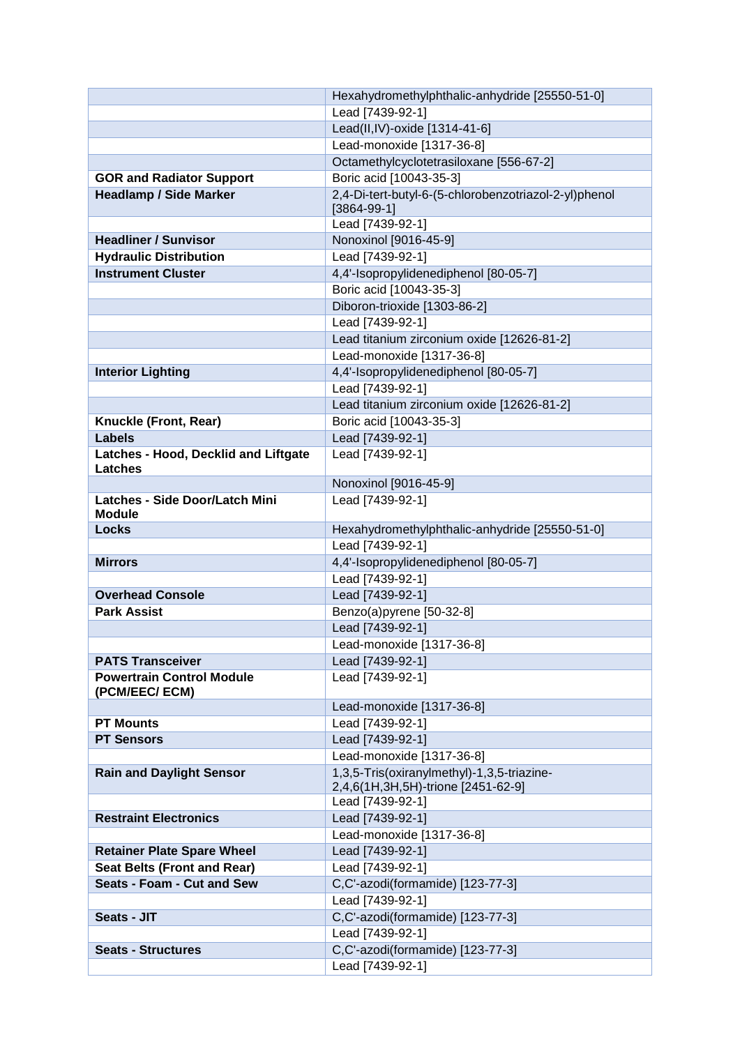| | |
|---|---|
| | Hexahydromethylphthalic-anhydride [25550-51-0] |
| | Lead [7439-92-1] |
| | Lead(II,IV)-oxide [1314-41-6] |
| | Lead-monoxide [1317-36-8] |
| | Octamethylcyclotetrasiloxane [556-67-2] |
| **GOR and Radiator Support** | Boric acid [10043-35-3] |
| **Headlamp / Side Marker** | 2,4-Di-tert-butyl-6-(5-chlorobenzotriazol-2-yl)phenol [3864-99-1] |
| | Lead [7439-92-1] |
| **Headliner / Sunvisor** | Nonoxinol [9016-45-9] |
| **Hydraulic Distribution** | Lead [7439-92-1] |
| **Instrument Cluster** | 4,4'-Isopropylidenediphenol [80-05-7] |
| | Boric acid [10043-35-3] |
| | Diboron-trioxide [1303-86-2] |
| | Lead [7439-92-1] |
| | Lead titanium zirconium oxide [12626-81-2] |
| | Lead-monoxide [1317-36-8] |
| **Interior Lighting** | 4,4'-Isopropylidenediphenol [80-05-7] |
| | Lead [7439-92-1] |
| | Lead titanium zirconium oxide [12626-81-2] |
| **Knuckle (Front, Rear)** | Boric acid [10043-35-3] |
| **Labels** | Lead [7439-92-1] |
| **Latches - Hood, Decklid and Liftgate Latches** | Lead [7439-92-1] |
| | Nonoxinol [9016-45-9] |
| **Latches - Side Door/Latch Mini Module** | Lead [7439-92-1] |
| **Locks** | Hexahydromethylphthalic-anhydride [25550-51-0] |
| | Lead [7439-92-1] |
| **Mirrors** | 4,4'-Isopropylidenediphenol [80-05-7] |
| | Lead [7439-92-1] |
| **Overhead Console** | Lead [7439-92-1] |
| **Park Assist** | Benzo(a)pyrene [50-32-8] |
| | Lead [7439-92-1] |
| | Lead-monoxide [1317-36-8] |
| **PATS Transceiver** | Lead [7439-92-1] |
| **Powertrain Control Module (PCM/EEC/ ECM)** | Lead [7439-92-1] |
| | Lead-monoxide [1317-36-8] |
| **PT Mounts** | Lead [7439-92-1] |
| **PT Sensors** | Lead [7439-92-1] |
| | Lead-monoxide [1317-36-8] |
| **Rain and Daylight Sensor** | 1,3,5-Tris(oxiranylmethyl)-1,3,5-triazine-2,4,6(1H,3H,5H)-trione [2451-62-9] |
| | Lead [7439-92-1] |
| **Restraint Electronics** | Lead [7439-92-1] |
| | Lead-monoxide [1317-36-8] |
| **Retainer Plate Spare Wheel** | Lead [7439-92-1] |
| **Seat Belts (Front and Rear)** | Lead [7439-92-1] |
| **Seats - Foam - Cut and Sew** | C,C'-azodi(formamide) [123-77-3] |
| | Lead [7439-92-1] |
| **Seats - JIT** | C,C'-azodi(formamide) [123-77-3] |
| | Lead [7439-92-1] |
| **Seats - Structures** | C,C'-azodi(formamide) [123-77-3] |
| | Lead [7439-92-1] |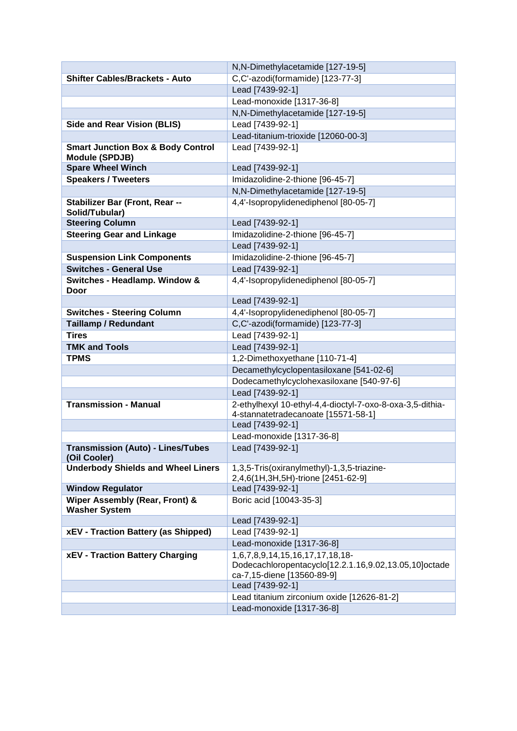| | |
|---|---|
| | N,N-Dimethylacetamide [127-19-5] |
| **Shifter Cables/Brackets - Auto** | C,C'-azodi(formamide) [123-77-3] |
| | Lead [7439-92-1] |
| | Lead-monoxide [1317-36-8] |
| | N,N-Dimethylacetamide [127-19-5] |
| **Side and Rear Vision (BLIS)** | Lead [7439-92-1] |
| | Lead-titanium-trioxide [12060-00-3] |
| **Smart Junction Box & Body Control Module (SPDJB)** | Lead [7439-92-1] |
| **Spare Wheel Winch** | Lead [7439-92-1] |
| **Speakers / Tweeters** | Imidazolidine-2-thione [96-45-7] |
| | N,N-Dimethylacetamide [127-19-5] |
| **Stabilizer Bar (Front, Rear -- Solid/Tubular)** | 4,4'-Isopropylidenediphenol [80-05-7] |
| **Steering Column** | Lead [7439-92-1] |
| **Steering Gear and Linkage** | Imidazolidine-2-thione [96-45-7] |
| | Lead [7439-92-1] |
| **Suspension Link Components** | Imidazolidine-2-thione [96-45-7] |
| **Switches - General Use** | Lead [7439-92-1] |
| **Switches - Headlamp. Window & Door** | 4,4'-Isopropylidenediphenol [80-05-7] |
| | Lead [7439-92-1] |
| **Switches - Steering Column** | 4,4'-Isopropylidenediphenol [80-05-7] |
| **Taillamp / Redundant** | C,C'-azodi(formamide) [123-77-3] |
| **Tires** | Lead [7439-92-1] |
| **TMK and Tools** | Lead [7439-92-1] |
| **TPMS** | 1,2-Dimethoxyethane [110-71-4] |
| | Decamethylcyclopentasiloxane [541-02-6] |
| | Dodecamethylcyclohexasiloxane [540-97-6] |
| | Lead [7439-92-1] |
| **Transmission - Manual** | 2-ethylhexyl 10-ethyl-4,4-dioctyl-7-oxo-8-oxa-3,5-dithia-4-stannatetradecanoate [15571-58-1] |
| | Lead [7439-92-1] |
| | Lead-monoxide [1317-36-8] |
| **Transmission (Auto) - Lines/Tubes (Oil Cooler)** | Lead [7439-92-1] |
| **Underbody Shields and Wheel Liners** | 1,3,5-Tris(oxiranylmethyl)-1,3,5-triazine-2,4,6(1H,3H,5H)-trione [2451-62-9] |
| **Window Regulator** | Lead [7439-92-1] |
| **Wiper Assembly (Rear, Front) & Washer System** | Boric acid [10043-35-3] |
| | Lead [7439-92-1] |
| **xEV - Traction Battery (as Shipped)** | Lead [7439-92-1] |
| | Lead-monoxide [1317-36-8] |
| **xEV - Traction Battery Charging** | 1,6,7,8,9,14,15,16,17,17,18,18-Dodecachloropentacyclo[12.2.1.16,9.02,13.05,10]octadeca-7,15-diene [13560-89-9] |
| | Lead [7439-92-1] |
| | Lead titanium zirconium oxide [12626-81-2] |
| | Lead-monoxide [1317-36-8] |